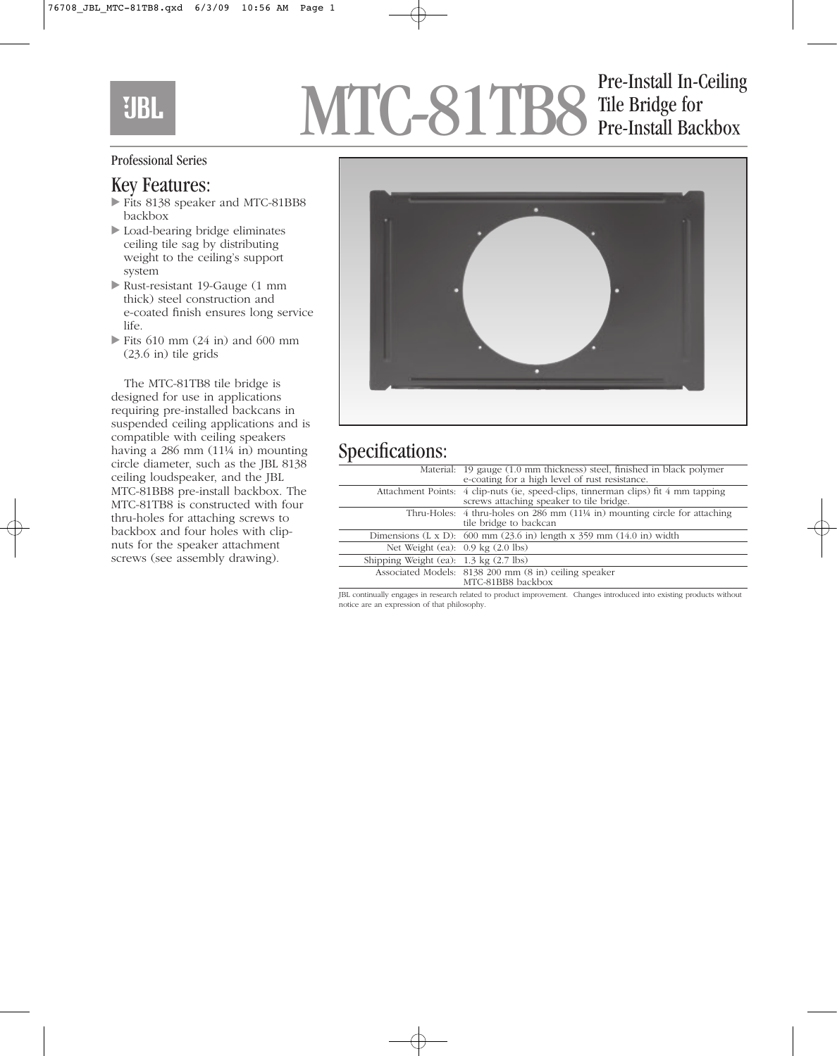# MTC-81TB8 Pre-Install In-Ceiling Tile Bridge for Pre-Install Backbox

Professional Series

## Key Features:

- Fits 8138 speaker and MTC-81BB8 backbox
- Load-bearing bridge eliminates ceiling tile sag by distributing weight to the ceiling's support system
- Rust-resistant 19-Gauge (1 mm thick) steel construction and e-coated finish ensures long service life.
- Fits 610 mm (24 in) and 600 mm (23.6 in) tile grids

The MTC-81TB8 tile bridge is designed for use in applications requiring pre-installed backcans in suspended ceiling applications and is compatible with ceiling speakers having a 286 mm (11¼ in) mounting circle diameter, such as the JBL 8138 ceiling loudspeaker, and the JBL MTC-81BB8 pre-install backbox. The MTC-81TB8 is constructed with four thru-holes for attaching screws to backbox and four holes with clip-nuts for the speaker attachment screws (see assembly drawing).

## Specifications:

| | |
|---|---|
| Material: | 19 gauge (1.0 mm thickness) steel, finished in black polymer e-coating for a high level of rust resistance. |
| Attachment Points: | 4 clip-nuts (ie, speed-clips, tinnerman clips) fit 4 mm tapping screws attaching speaker to tile bridge. |
| Thru-Holes: | 4 thru-holes on 286 mm (11¼ in) mounting circle for attaching tile bridge to backcan |
| Dimensions (L x D): | 600 mm (23.6 in) length x 359 mm (14.0 in) width |
| Net Weight (ea): | 0.9 kg (2.0 lbs) |
| Shipping Weight (ea): | 1.3 kg (2.7 lbs) |
| Associated Models: | 8138 200 mm (8 in) ceiling speaker<br>MTC-81BB8 backbox |

JBL continually engages in research related to product improvement. Changes introduced into existing products without notice are an expression of that philosophy.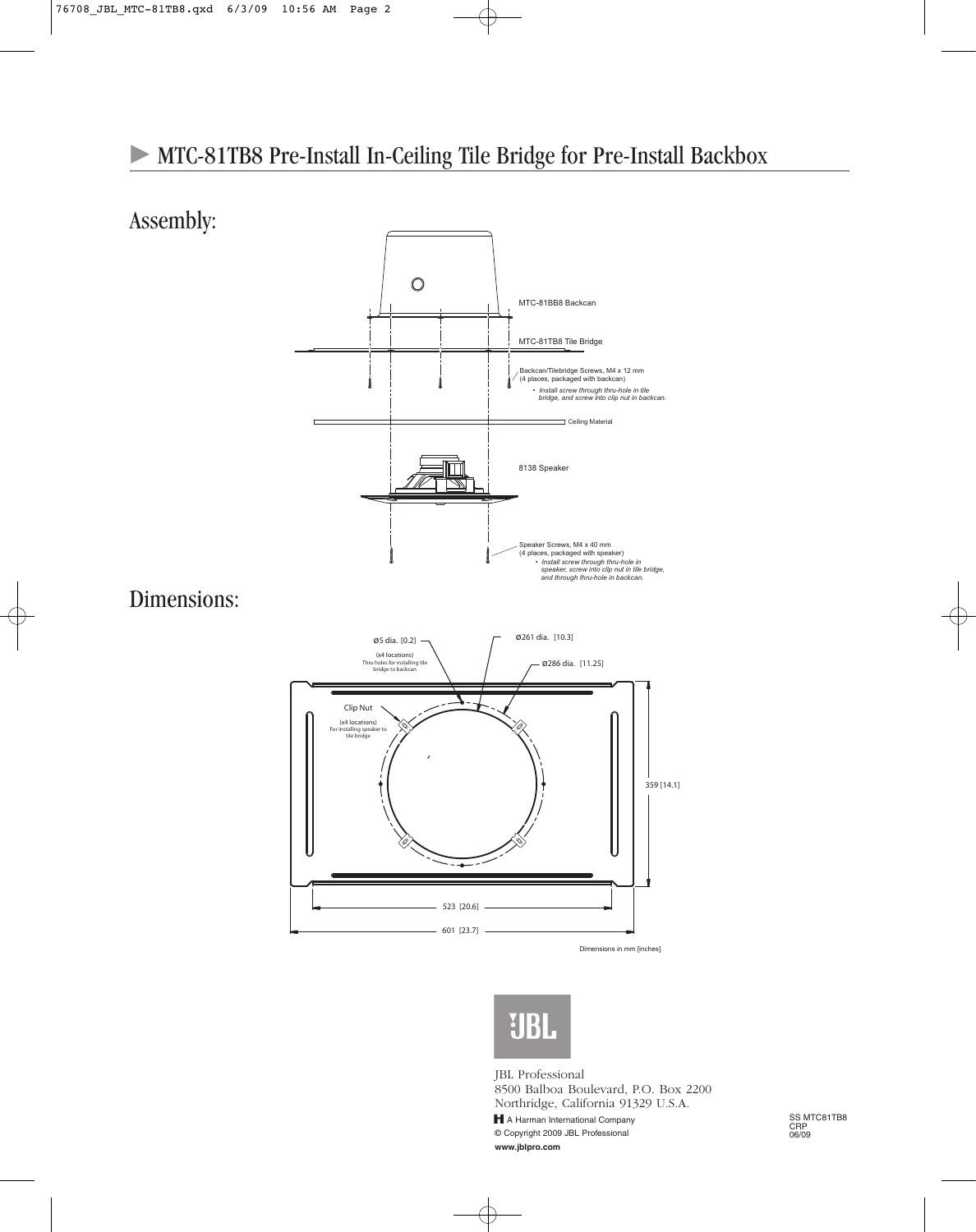## ▶ MTC-81TB8 Pre-Install In-Ceiling Tile Bridge for Pre-Install Backbox

### Assembly:

MTC-81BB8 Backcan

MTC-81TB8 Tile Bridge

Backcan/Tilebridge Screws, M4 x 12 mm
(4 places, packaged with backcan)

- *Install screw through thru-hole in tile bridge, and screw into clip nut in backcan.*

Ceiling Material

8138 Speaker

Speaker Screws, M4 x 40 mm
(4 places, packaged with speaker)

- *Install screw through thru-hole in speaker, screw into clip nut in tile bridge, and through thru-hole in backcan.*

### Dimensions:

Ø5 dia. [0.2]
(x4 locations)
Thru holes for installing tile bridge to backcan

Ø261 dia. [10.3]

Ø286 dia. [11.25]

Clip Nut
(x4 locations)
For installing speaker to tile bridge

359 [14.1]

523 [20.6]

601 [23.7]

Dimensions in mm [inches]

JBL Professional
8500 Balboa Boulevard, P.O. Box 2200
Northridge, California 91329 U.S.A.

A Harman International Company
© Copyright 2009 JBL Professional
www.jblpro.com

SS MTC81TB8
CRP
06/09